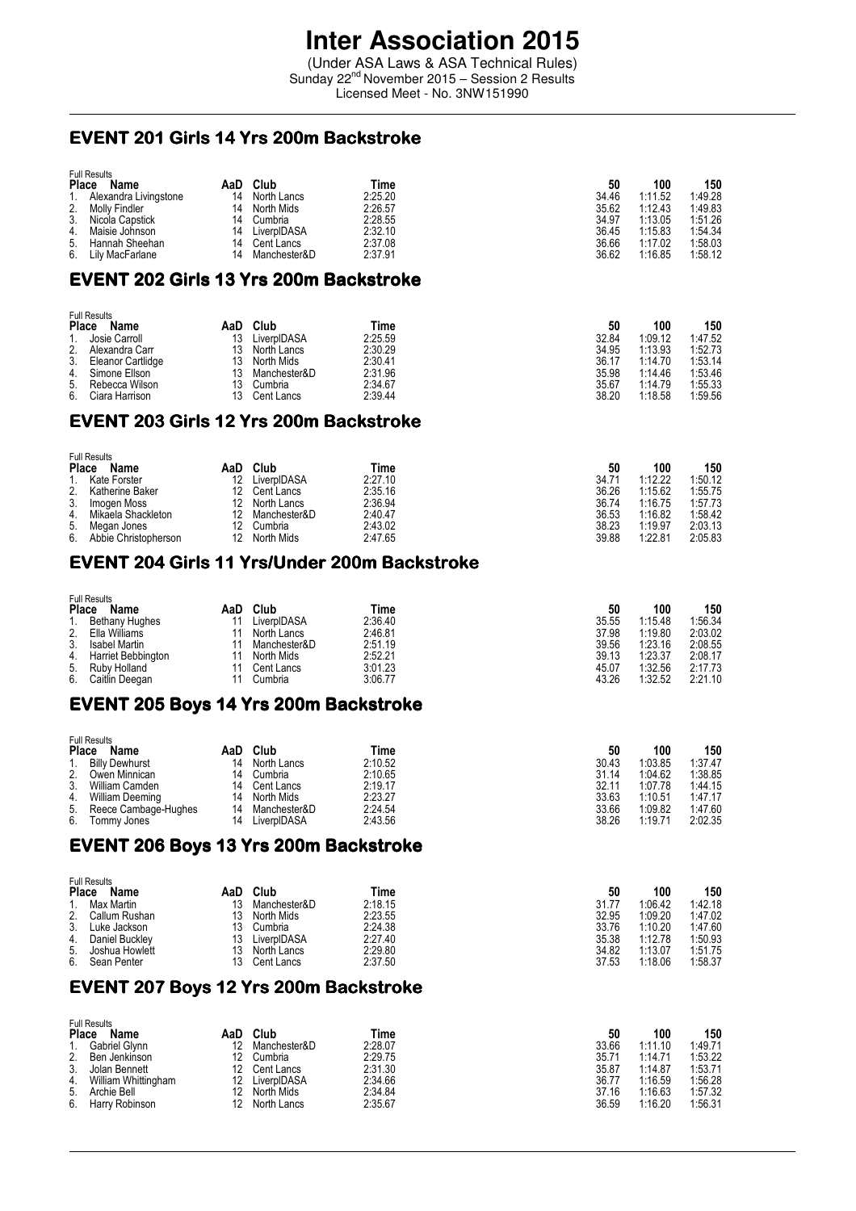# Inter Association 2015

(Under ASA Laws & ASA Technical Rules)
Sunday 22nd November 2015 – Session 2 Results
Licensed Meet - No. 3NW151990

## EVENT 201 Girls 14 Yrs 200m Backstroke

Full Results

| Place | Name | AaD | Club | Time | 50 | 100 | 150 |
|---|---|---|---|---|---|---|---|
| 1. | Alexandra Livingstone | 14 | North Lancs | 2:25.20 | 34.46 | 1:11.52 | 1:49.28 |
| 2. | Molly Findler | 14 | North Mids | 2:26.57 | 35.62 | 1:12.43 | 1:49.83 |
| 3. | Nicola Capstick | 14 | Cumbria | 2:28.55 | 34.97 | 1:13.05 | 1:51.26 |
| 4. | Maisie Johnson | 14 | LiverplDASA | 2:32.10 | 36.45 | 1:15.83 | 1:54.34 |
| 5. | Hannah Sheehan | 14 | Cent Lancs | 2:37.08 | 36.66 | 1:17.02 | 1:58.03 |
| 6. | Lily MacFarlane | 14 | Manchester&D | 2:37.91 | 36.62 | 1:16.85 | 1:58.12 |

## EVENT 202 Girls 13 Yrs 200m Backstroke

Full Results

| Place | Name | AaD | Club | Time | 50 | 100 | 150 |
|---|---|---|---|---|---|---|---|
| 1. | Josie Carroll | 13 | LiverplDASA | 2:25.59 | 32.84 | 1:09.12 | 1:47.52 |
| 2. | Alexandra Carr | 13 | North Lancs | 2:30.29 | 34.95 | 1:13.93 | 1:52.73 |
| 3. | Eleanor Cartlidge | 13 | North Mids | 2:30.41 | 36.17 | 1:14.70 | 1:53.14 |
| 4. | Simone Ellson | 13 | Manchester&D | 2:31.96 | 35.98 | 1:14.46 | 1:53.46 |
| 5. | Rebecca Wilson | 13 | Cumbria | 2:34.67 | 35.67 | 1:14.79 | 1:55.33 |
| 6. | Ciara Harrison | 13 | Cent Lancs | 2:39.44 | 38.20 | 1:18.58 | 1:59.56 |

## EVENT 203 Girls 12 Yrs 200m Backstroke

Full Results

| Place | Name | AaD | Club | Time | 50 | 100 | 150 |
|---|---|---|---|---|---|---|---|
| 1. | Kate Forster | 12 | LiverplDASA | 2:27.10 | 34.71 | 1:12.22 | 1:50.12 |
| 2. | Katherine Baker | 12 | Cent Lancs | 2:35.16 | 36.26 | 1:15.62 | 1:55.75 |
| 3. | Imogen Moss | 12 | North Lancs | 2:36.94 | 36.74 | 1:16.75 | 1:57.73 |
| 4. | Mikaela Shackleton | 12 | Manchester&D | 2:40.47 | 36.53 | 1:16.82 | 1:58.42 |
| 5. | Megan Jones | 12 | Cumbria | 2:43.02 | 38.23 | 1:19.97 | 2:03.13 |
| 6. | Abbie Christopherson | 12 | North Mids | 2:47.65 | 39.88 | 1:22.81 | 2:05.83 |

## EVENT 204 Girls 11 Yrs/Under 200m Backstroke

Full Results

| Place | Name | AaD | Club | Time | 50 | 100 | 150 |
|---|---|---|---|---|---|---|---|
| 1. | Bethany Hughes | 11 | LiverplDASA | 2:36.40 | 35.55 | 1:15.48 | 1:56.34 |
| 2. | Ella Williams | 11 | North Lancs | 2:46.81 | 37.98 | 1:19.80 | 2:03.02 |
| 3. | Isabel Martin | 11 | Manchester&D | 2:51.19 | 39.56 | 1:23.16 | 2:08.55 |
| 4. | Harriet Bebbington | 11 | North Mids | 2:52.21 | 39.13 | 1:23.37 | 2:08.17 |
| 5. | Ruby Holland | 11 | Cent Lancs | 3:01.23 | 45.07 | 1:32.56 | 2:17.73 |
| 6. | Caitlin Deegan | 11 | Cumbria | 3:06.77 | 43.26 | 1:32.52 | 2:21.10 |

## EVENT 205 Boys 14 Yrs 200m Backstroke

Full Results

| Place | Name | AaD | Club | Time | 50 | 100 | 150 |
|---|---|---|---|---|---|---|---|
| 1. | Billy Dewhurst | 14 | North Lancs | 2:10.52 | 30.43 | 1:03.85 | 1:37.47 |
| 2. | Owen Minnican | 14 | Cumbria | 2:10.65 | 31.14 | 1:04.62 | 1:38.85 |
| 3. | William Camden | 14 | Cent Lancs | 2:19.17 | 32.11 | 1:07.78 | 1:44.15 |
| 4. | William Deeming | 14 | North Mids | 2:23.27 | 33.63 | 1:10.51 | 1:47.17 |
| 5. | Reece Cambage-Hughes | 14 | Manchester&D | 2:24.54 | 33.66 | 1:09.82 | 1:47.60 |
| 6. | Tommy Jones | 14 | LiverplDASA | 2:43.56 | 38.26 | 1:19.71 | 2:02.35 |

## EVENT 206 Boys 13 Yrs 200m Backstroke

Full Results

| Place | Name | AaD | Club | Time | 50 | 100 | 150 |
|---|---|---|---|---|---|---|---|
| 1. | Max Martin | 13 | Manchester&D | 2:18.15 | 31.77 | 1:06.42 | 1:42.18 |
| 2. | Callum Rushan | 13 | North Mids | 2:23.55 | 32.95 | 1:09.20 | 1:47.02 |
| 3. | Luke Jackson | 13 | Cumbria | 2:24.38 | 33.76 | 1:10.20 | 1:47.60 |
| 4. | Daniel Buckley | 13 | LiverplDASA | 2:27.40 | 35.38 | 1:12.78 | 1:50.93 |
| 5. | Joshua Howlett | 13 | North Lancs | 2:29.80 | 34.82 | 1:13.07 | 1:51.75 |
| 6. | Sean Penter | 13 | Cent Lancs | 2:37.50 | 37.53 | 1:18.06 | 1:58.37 |

## EVENT 207 Boys 12 Yrs 200m Backstroke

Full Results

| Place | Name | AaD | Club | Time | 50 | 100 | 150 |
|---|---|---|---|---|---|---|---|
| 1. | Gabriel Glynn | 12 | Manchester&D | 2:28.07 | 33.66 | 1:11.10 | 1:49.71 |
| 2. | Ben Jenkinson | 12 | Cumbria | 2:29.75 | 35.71 | 1:14.71 | 1:53.22 |
| 3. | Jolan Bennett | 12 | Cent Lancs | 2:31.30 | 35.87 | 1:14.87 | 1:53.71 |
| 4. | William Whittingham | 12 | LiverplDASA | 2:34.66 | 36.77 | 1:16.59 | 1:56.28 |
| 5. | Archie Bell | 12 | North Mids | 2:34.84 | 37.16 | 1:16.63 | 1:57.32 |
| 6. | Harry Robinson | 12 | North Lancs | 2:35.67 | 36.59 | 1:16.20 | 1:56.31 |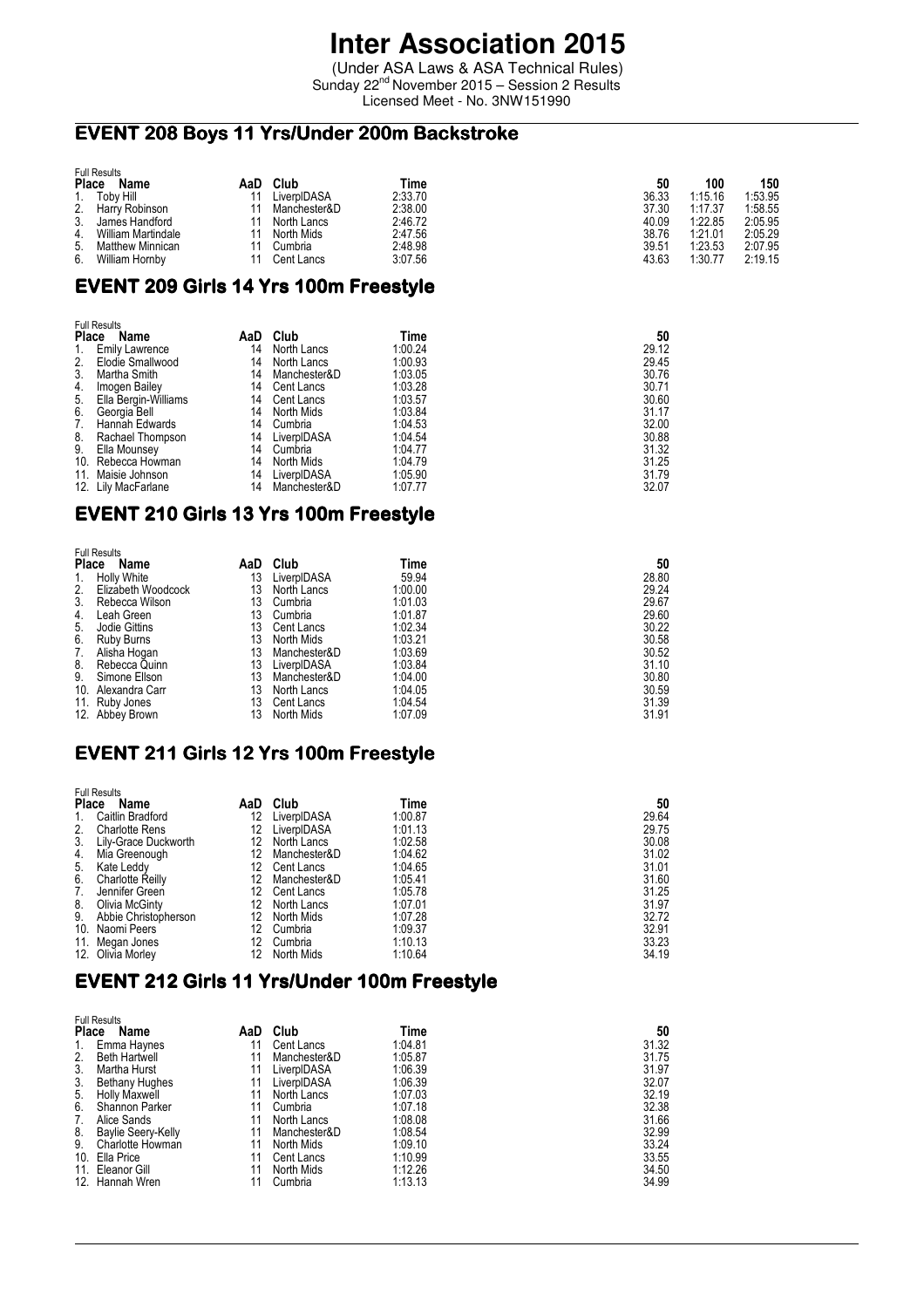# Inter Association 2015

(Under ASA Laws & ASA Technical Rules)
Sunday 22nd November 2015 – Session 2 Results
Licensed Meet - No. 3NW151990

## EVENT 208 Boys 11 Yrs/Under 200m Backstroke

Full Results

| Place | Name | AaD | Club | Time | 50 | 100 | 150 |
|---|---|---|---|---|---|---|---|
| 1. | Toby Hill | 11 | LiverplDASA | 2:33.70 | 36.33 | 1:15.16 | 1:53.95 |
| 2. | Harry Robinson | 11 | Manchester&D | 2:38.00 | 37.30 | 1:17.37 | 1:58.55 |
| 3. | James Handford | 11 | North Lancs | 2:46.72 | 40.09 | 1:22.85 | 2:05.95 |
| 4. | William Martindale | 11 | North Mids | 2:47.56 | 38.76 | 1:21.01 | 2:05.29 |
| 5. | Matthew Minnican | 11 | Cumbria | 2:48.98 | 39.51 | 1:23.53 | 2:07.95 |
| 6. | William Hornby | 11 | Cent Lancs | 3:07.56 | 43.63 | 1:30.77 | 2:19.15 |

## EVENT 209 Girls 14 Yrs 100m Freestyle

Full Results

| Place | Name | AaD | Club | Time | 50 |
|---|---|---|---|---|---|
| 1. | Emily Lawrence | 14 | North Lancs | 1:00.24 | 29.12 |
| 2. | Elodie Smallwood | 14 | North Lancs | 1:00.93 | 29.45 |
| 3. | Martha Smith | 14 | Manchester&D | 1:03.05 | 30.76 |
| 4. | Imogen Bailey | 14 | Cent Lancs | 1:03.28 | 30.71 |
| 5. | Ella Bergin-Williams | 14 | Cent Lancs | 1:03.57 | 30.60 |
| 6. | Georgia Bell | 14 | North Mids | 1:03.84 | 31.17 |
| 7. | Hannah Edwards | 14 | Cumbria | 1:04.53 | 32.00 |
| 8. | Rachael Thompson | 14 | LiverplDASA | 1:04.54 | 30.88 |
| 9. | Ella Mounsey | 14 | Cumbria | 1:04.77 | 31.32 |
| 10. | Rebecca Howman | 14 | North Mids | 1:04.79 | 31.25 |
| 11. | Maisie Johnson | 14 | LiverplDASA | 1:05.90 | 31.79 |
| 12. | Lily MacFarlane | 14 | Manchester&D | 1:07.77 | 32.07 |

## EVENT 210 Girls 13 Yrs 100m Freestyle

Full Results

| Place | Name | AaD | Club | Time | 50 |
|---|---|---|---|---|---|
| 1. | Holly White | 13 | LiverplDASA | 59.94 | 28.80 |
| 2. | Elizabeth Woodcock | 13 | North Lancs | 1:00.00 | 29.24 |
| 3. | Rebecca Wilson | 13 | Cumbria | 1:01.03 | 29.67 |
| 4. | Leah Green | 13 | Cumbria | 1:01.87 | 29.60 |
| 5. | Jodie Gittins | 13 | Cent Lancs | 1:02.34 | 30.22 |
| 6. | Ruby Burns | 13 | North Mids | 1:03.21 | 30.58 |
| 7. | Alisha Hogan | 13 | Manchester&D | 1:03.69 | 30.52 |
| 8. | Rebecca Quinn | 13 | LiverplDASA | 1:03.84 | 31.10 |
| 9. | Simone Ellson | 13 | Manchester&D | 1:04.00 | 30.80 |
| 10. | Alexandra Carr | 13 | North Lancs | 1:04.05 | 30.59 |
| 11. | Ruby Jones | 13 | Cent Lancs | 1:04.54 | 31.39 |
| 12. | Abbey Brown | 13 | North Mids | 1:07.09 | 31.91 |

## EVENT 211 Girls 12 Yrs 100m Freestyle

Full Results

| Place | Name | AaD | Club | Time | 50 |
|---|---|---|---|---|---|
| 1. | Caitlin Bradford | 12 | LiverplDASA | 1:00.87 | 29.64 |
| 2. | Charlotte Rens | 12 | LiverplDASA | 1:01.13 | 29.75 |
| 3. | Lily-Grace Duckworth | 12 | North Lancs | 1:02.58 | 30.08 |
| 4. | Mia Greenough | 12 | Manchester&D | 1:04.62 | 31.02 |
| 5. | Kate Leddy | 12 | Cent Lancs | 1:04.65 | 31.01 |
| 6. | Charlotte Reilly | 12 | Manchester&D | 1:05.41 | 31.60 |
| 7. | Jennifer Green | 12 | Cent Lancs | 1:05.78 | 31.25 |
| 8. | Olivia McGinty | 12 | North Lancs | 1:07.01 | 31.97 |
| 9. | Abbie Christopherson | 12 | North Mids | 1:07.28 | 32.72 |
| 10. | Naomi Peers | 12 | Cumbria | 1:09.37 | 32.91 |
| 11. | Megan Jones | 12 | Cumbria | 1:10.13 | 33.23 |
| 12. | Olivia Morley | 12 | North Mids | 1:10.64 | 34.19 |

## EVENT 212 Girls 11 Yrs/Under 100m Freestyle

Full Results

| Place | Name | AaD | Club | Time | 50 |
|---|---|---|---|---|---|
| 1. | Emma Haynes | 11 | Cent Lancs | 1:04.81 | 31.32 |
| 2. | Beth Hartwell | 11 | Manchester&D | 1:05.87 | 31.75 |
| 3. | Martha Hurst | 11 | LiverplDASA | 1:06.39 | 31.97 |
| 3. | Bethany Hughes | 11 | LiverplDASA | 1:06.39 | 32.07 |
| 5. | Holly Maxwell | 11 | North Lancs | 1:07.03 | 32.19 |
| 6. | Shannon Parker | 11 | Cumbria | 1:07.18 | 32.38 |
| 7. | Alice Sands | 11 | North Lancs | 1:08.08 | 31.66 |
| 8. | Baylie Seery-Kelly | 11 | Manchester&D | 1:08.54 | 32.99 |
| 9. | Charlotte Howman | 11 | North Mids | 1:09.10 | 33.24 |
| 10. | Ella Price | 11 | Cent Lancs | 1:10.99 | 33.55 |
| 11. | Eleanor Gill | 11 | North Mids | 1:12.26 | 34.50 |
| 12. | Hannah Wren | 11 | Cumbria | 1:13.13 | 34.99 |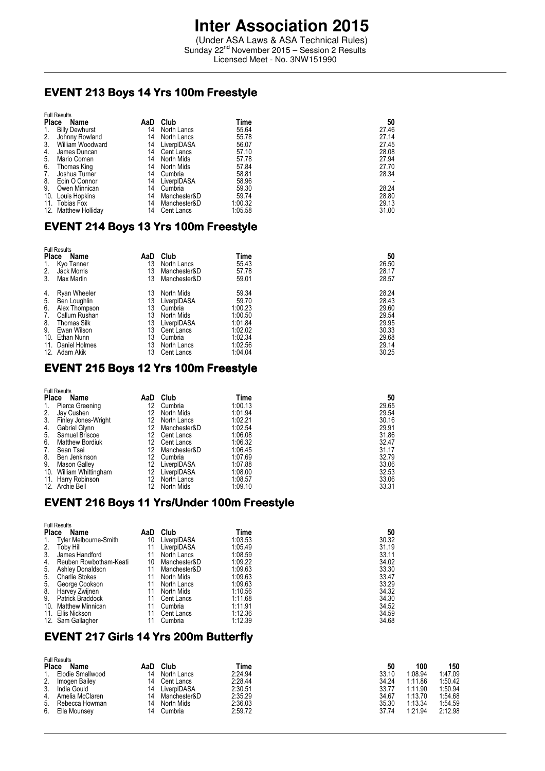# Inter Association 2015

(Under ASA Laws & ASA Technical Rules)
Sunday 22nd November 2015 – Session 2 Results
Licensed Meet - No. 3NW151990

## EVENT 213 Boys 14 Yrs 100m Freestyle

Full Results

| Place | Name | AaD | Club | Time | 50 |
|---|---|---|---|---|---|
| 1. | Billy Dewhurst | 14 | North Lancs | 55.64 | 27.46 |
| 2. | Johnny Rowland | 14 | North Lancs | 55.78 | 27.14 |
| 3. | William Woodward | 14 | LiverplDASA | 56.07 | 27.45 |
| 4. | James Duncan | 14 | Cent Lancs | 57.10 | 28.08 |
| 5. | Mario Coman | 14 | North Mids | 57.78 | 27.94 |
| 6. | Thomas King | 14 | North Mids | 57.84 | 27.70 |
| 7. | Joshua Turner | 14 | Cumbria | 58.81 | 28.34 |
| 8. | Eoin O Connor | 14 | LiverplDASA | 58.96 | - |
| 9. | Owen Minnican | 14 | Cumbria | 59.30 | 28.24 |
| 10. | Louis Hopkins | 14 | Manchester&D | 59.74 | 28.80 |
| 11. | Tobias Fox | 14 | Manchester&D | 1:00.32 | 29.13 |
| 12. | Matthew Holliday | 14 | Cent Lancs | 1:05.58 | 31.00 |

## EVENT 214 Boys 13 Yrs 100m Freestyle

Full Results

| Place | Name | AaD | Club | Time | 50 |
|---|---|---|---|---|---|
| 1. | Kyo Tanner | 13 | North Lancs | 55.43 | 26.50 |
| 2. | Jack Morris | 13 | Manchester&D | 57.78 | 28.17 |
| 3. | Max Martin | 13 | Manchester&D | 59.01 | 28.57 |
| 4. | Ryan Wheeler | 13 | North Mids | 59.34 | 28.24 |
| 5. | Ben Loughlin | 13 | LiverplDASA | 59.70 | 28.43 |
| 6. | Alex Thompson | 13 | Cumbria | 1:00.23 | 29.60 |
| 7. | Callum Rushan | 13 | North Mids | 1:00.50 | 29.54 |
| 8. | Thomas Silk | 13 | LiverplDASA | 1:01.84 | 29.95 |
| 9. | Ewan Wilson | 13 | Cent Lancs | 1:02.02 | 30.33 |
| 10. | Ethan Nunn | 13 | Cumbria | 1:02.34 | 29.68 |
| 11. | Daniel Holmes | 13 | North Lancs | 1:02.56 | 29.14 |
| 12. | Adam Akik | 13 | Cent Lancs | 1:04.04 | 30.25 |

## EVENT 215 Boys 12 Yrs 100m Freestyle

Full Results

| Place | Name | AaD | Club | Time | 50 |
|---|---|---|---|---|---|
| 1. | Pierce Greening | 12 | Cumbria | 1:00.13 | 29.65 |
| 2. | Jay Cushen | 12 | North Mids | 1:01.94 | 29.54 |
| 3. | Finley Jones-Wright | 12 | North Lancs | 1:02.21 | 30.16 |
| 4. | Gabriel Glynn | 12 | Manchester&D | 1:02.54 | 29.91 |
| 5. | Samuel Briscoe | 12 | Cent Lancs | 1:06.08 | 31.86 |
| 6. | Matthew Bordiuk | 12 | Cent Lancs | 1:06.32 | 32.47 |
| 7. | Sean Tsai | 12 | Manchester&D | 1:06.45 | 31.17 |
| 8. | Ben Jenkinson | 12 | Cumbria | 1:07.69 | 32.79 |
| 9. | Mason Galley | 12 | LiverplDASA | 1:07.88 | 33.06 |
| 10. | William Whittingham | 12 | LiverplDASA | 1:08.00 | 32.53 |
| 11. | Harry Robinson | 12 | North Lancs | 1:08.57 | 33.06 |
| 12. | Archie Bell | 12 | North Mids | 1:09.10 | 33.31 |

## EVENT 216 Boys 11 Yrs/Under 100m Freestyle

Full Results

| Place | Name | AaD | Club | Time | 50 |
|---|---|---|---|---|---|
| 1. | Tyler Melbourne-Smith | 10 | LiverplDASA | 1:03.53 | 30.32 |
| 2. | Toby Hill | 11 | LiverplDASA | 1:05.49 | 31.19 |
| 3. | James Handford | 11 | North Lancs | 1:08.59 | 33.11 |
| 4. | Reuben Rowbotham-Keati | 10 | Manchester&D | 1:09.22 | 34.02 |
| 5. | Ashley Donaldson | 11 | Manchester&D | 1:09.63 | 33.30 |
| 5. | Charlie Stokes | 11 | North Mids | 1:09.63 | 33.47 |
| 5. | George Cookson | 11 | North Lancs | 1:09.63 | 33.29 |
| 8. | Harvey Zwijnen | 11 | North Mids | 1:10.56 | 34.32 |
| 9. | Patrick Braddock | 11 | Cent Lancs | 1:11.68 | 34.30 |
| 10. | Matthew Minnican | 11 | Cumbria | 1:11.91 | 34.52 |
| 11. | Ellis Nickson | 11 | Cent Lancs | 1:12.36 | 34.59 |
| 12. | Sam Gallagher | 11 | Cumbria | 1:12.39 | 34.68 |

## EVENT 217 Girls 14 Yrs 200m Butterfly

Full Results

| Place | Name | AaD | Club | Time | 50 | 100 | 150 |
|---|---|---|---|---|---|---|---|
| 1. | Elodie Smallwood | 14 | North Lancs | 2:24.94 | 33.10 | 1:08.94 | 1:47.09 |
| 2. | Imogen Bailey | 14 | Cent Lancs | 2:28.44 | 34.24 | 1:11.86 | 1:50.42 |
| 3. | India Gould | 14 | LiverplDASA | 2:30.51 | 33.77 | 1:11.90 | 1:50.94 |
| 4. | Amelia McClaren | 14 | Manchester&D | 2:35.29 | 34.67 | 1:13.70 | 1:54.68 |
| 5. | Rebecca Howman | 14 | North Mids | 2:36.03 | 35.30 | 1:13.34 | 1:54.59 |
| 6. | Ella Mounsey | 14 | Cumbria | 2:59.72 | 37.74 | 1:21.94 | 2:12.98 |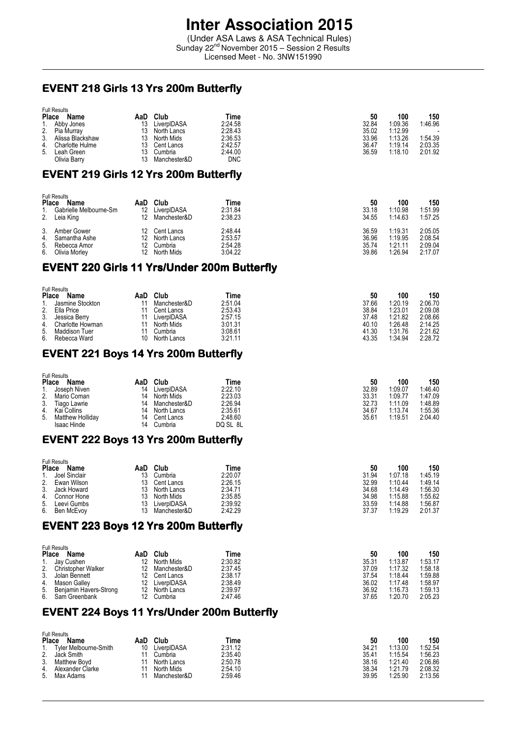# Inter Association 2015

(Under ASA Laws & ASA Technical Rules)
Sunday 22nd November 2015 – Session 2 Results
Licensed Meet - No. 3NW151990

## EVENT 218 Girls 13 Yrs 200m Butterfly

Full Results

| Place | Name | AaD | Club | Time | 50 | 100 | 150 |
|---|---|---|---|---|---|---|---|
| 1. | Abby Jones | 13 | LiverplDASA | 2:24.58 | 32.84 | 1:09.36 | 1:46.96 |
| 2. | Pia Murray | 13 | North Lancs | 2:28.43 | 35.02 | 1:12.99 | - |
| 3. | Alissa Blackshaw | 13 | North Mids | 2:36.53 | 33.96 | 1:13.26 | 1:54.39 |
| 4. | Charlotte Hulme | 13 | Cent Lancs | 2:42.57 | 36.47 | 1:19.14 | 2:03.35 |
| 5. | Leah Green | 13 | Cumbria | 2:44.00 | 36.59 | 1:18.10 | 2:01.92 |
| | Olivia Barry | 13 | Manchester&D | DNC | | | |

## EVENT 219 Girls 12 Yrs 200m Butterfly

Full Results

| Place | Name | AaD | Club | Time | 50 | 100 | 150 |
|---|---|---|---|---|---|---|---|
| 1. | Gabrielle Melbourne-Sm | 12 | LiverplDASA | 2:31.84 | 33.18 | 1:10.98 | 1:51.99 |
| 2. | Leia King | 12 | Manchester&D | 2:38.23 | 34.55 | 1:14.63 | 1:57.25 |
| 3. | Amber Gower | 12 | Cent Lancs | 2:48.44 | 36.59 | 1:19.31 | 2:05.05 |
| 4. | Samantha Ashe | 12 | North Lancs | 2:53.57 | 36.96 | 1:19.95 | 2:08.54 |
| 5. | Rebecca Amor | 12 | Cumbria | 2:54.28 | 35.74 | 1:21.11 | 2:09.04 |
| 6. | Olivia Morley | 12 | North Mids | 3:04.22 | 39.86 | 1:26.94 | 2:17.07 |

## EVENT 220 Girls 11 Yrs/Under 200m Butterfly

Full Results

| Place | Name | AaD | Club | Time | 50 | 100 | 150 |
|---|---|---|---|---|---|---|---|
| 1. | Jasmine Stockton | 11 | Manchester&D | 2:51.04 | 37.66 | 1:20.19 | 2:06.70 |
| 2. | Ella Price | 11 | Cent Lancs | 2:53.43 | 38.84 | 1:23.01 | 2:09.08 |
| 3. | Jessica Berry | 11 | LiverplDASA | 2:57.15 | 37.48 | 1:21.82 | 2:08.66 |
| 4. | Charlotte Howman | 11 | North Mids | 3:01.31 | 40.10 | 1:26.48 | 2:14.25 |
| 5. | Maddison Tuer | 11 | Cumbria | 3:08.61 | 41.30 | 1:31.76 | 2:21.62 |
| 6. | Rebecca Ward | 10 | North Lancs | 3:21.11 | 43.35 | 1:34.94 | 2:28.72 |

## EVENT 221 Boys 14 Yrs 200m Butterfly

Full Results

| Place | Name | AaD | Club | Time | 50 | 100 | 150 |
|---|---|---|---|---|---|---|---|
| 1. | Joseph Niven | 14 | LiverplDASA | 2:22.10 | 32.89 | 1:09.07 | 1:46.40 |
| 2. | Mario Coman | 14 | North Mids | 2:23.03 | 33.31 | 1:09.77 | 1:47.09 |
| 3. | Tiago Lawrie | 14 | Manchester&D | 2:26.94 | 32.73 | 1:11.09 | 1:48.89 |
| 4. | Kai Collins | 14 | North Lancs | 2:35.61 | 34.67 | 1:13.74 | 1:55.36 |
| 5. | Matthew Holliday | 14 | Cent Lancs | 2:48.60 | 35.61 | 1:19.51 | 2:04.40 |
| | Isaac Hinde | 14 | Cumbria | DQ SL 8L | | | |

## EVENT 222 Boys 13 Yrs 200m Butterfly

Full Results

| Place | Name | AaD | Club | Time | 50 | 100 | 150 |
|---|---|---|---|---|---|---|---|
| 1. | Joel Sinclair | 13 | Cumbria | 2:20.07 | 31.94 | 1:07.18 | 1:45.19 |
| 2. | Ewan Wilson | 13 | Cent Lancs | 2:26.15 | 32.99 | 1:10.44 | 1:49.14 |
| 3. | Jack Howard | 13 | North Lancs | 2:34.71 | 34.68 | 1:14.49 | 1:56.30 |
| 4. | Connor Hone | 13 | North Mids | 2:35.85 | 34.98 | 1:15.88 | 1:55.62 |
| 5. | Leevi Gumbs | 13 | LiverplDASA | 2:39.92 | 33.59 | 1:14.88 | 1:56.87 |
| 6. | Ben McEvoy | 13 | Manchester&D | 2:42.29 | 37.37 | 1:19.29 | 2:01.37 |

## EVENT 223 Boys 12 Yrs 200m Butterfly

Full Results

| Place | Name | AaD | Club | Time | 50 | 100 | 150 |
|---|---|---|---|---|---|---|---|
| 1. | Jay Cushen | 12 | North Mids | 2:30.82 | 35.31 | 1:13.87 | 1:53.17 |
| 2. | Christopher Walker | 12 | Manchester&D | 2:37.45 | 37.09 | 1:17.32 | 1:58.18 |
| 3. | Jolan Bennett | 12 | Cent Lancs | 2:38.17 | 37.54 | 1:18.44 | 1:59.88 |
| 4. | Mason Galley | 12 | LiverplDASA | 2:38.49 | 36.02 | 1:17.48 | 1:58.97 |
| 5. | Benjamin Havers-Strong | 12 | North Lancs | 2:39.97 | 36.92 | 1:16.73 | 1:59.13 |
| 6. | Sam Greenbank | 12 | Cumbria | 2:47.46 | 37.65 | 1:20.70 | 2:05.23 |

## EVENT 224 Boys 11 Yrs/Under 200m Butterfly

Full Results

| Place | Name | AaD | Club | Time | 50 | 100 | 150 |
|---|---|---|---|---|---|---|---|
| 1. | Tyler Melbourne-Smith | 10 | LiverplDASA | 2:31.12 | 34.21 | 1:13.00 | 1:52.54 |
| 2. | Jack Smith | 11 | Cumbria | 2:35.40 | 35.41 | 1:15.54 | 1:56.23 |
| 3. | Matthew Boyd | 11 | North Lancs | 2:50.78 | 38.16 | 1:21.40 | 2:06.86 |
| 4. | Alexander Clarke | 11 | North Mids | 2:54.10 | 38.34 | 1:21.79 | 2:08.32 |
| 5. | Max Adams | 11 | Manchester&D | 2:59.46 | 39.95 | 1:25.90 | 2:13.56 |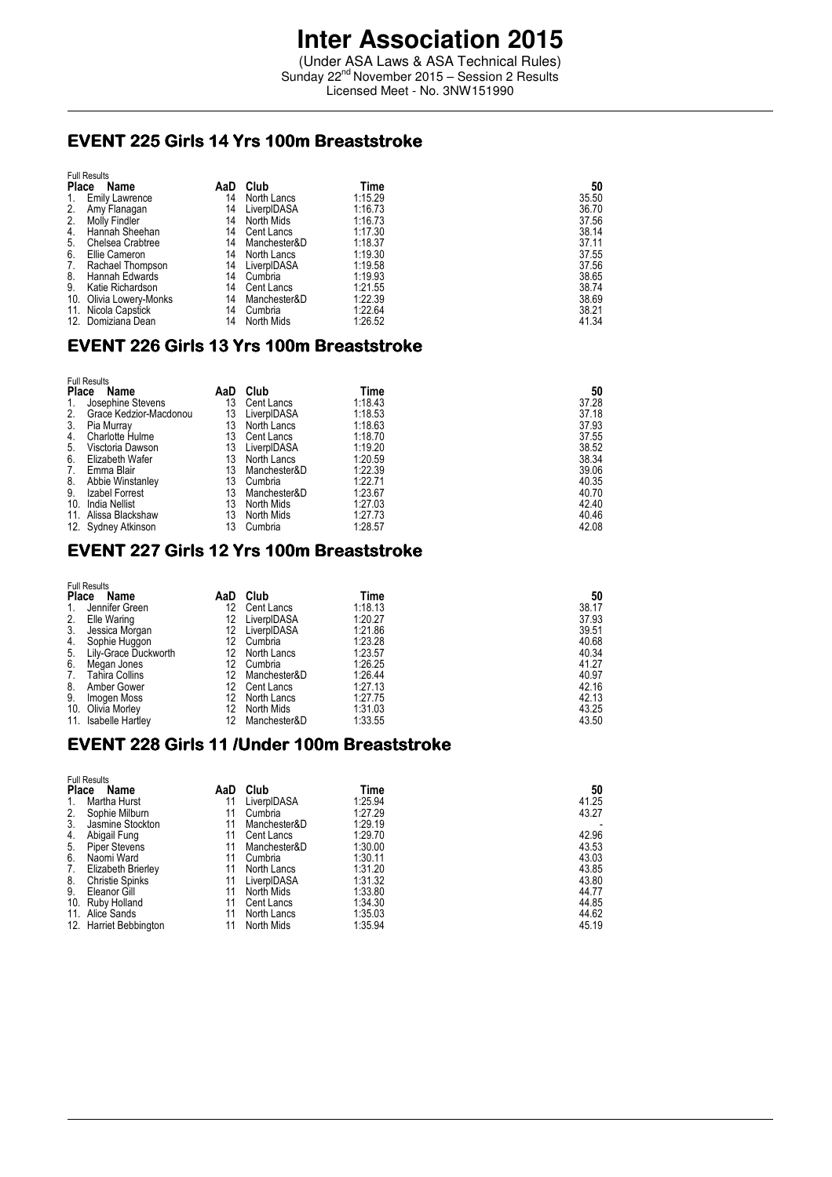# Inter Association 2015

(Under ASA Laws & ASA Technical Rules)
Sunday 22nd November 2015 – Session 2 Results
Licensed Meet - No. 3NW151990

## EVENT 225 Girls 14 Yrs 100m Breaststroke

Full Results

| Place | Name | AaD | Club | Time | 50 |
|---|---|---|---|---|---|
| 1. | Emily Lawrence | 14 | North Lancs | 1:15.29 | 35.50 |
| 2. | Amy Flanagan | 14 | LiverplDASA | 1:16.73 | 36.70 |
| 2. | Molly Findler | 14 | North Mids | 1:16.73 | 37.56 |
| 4. | Hannah Sheehan | 14 | Cent Lancs | 1:17.30 | 38.14 |
| 5. | Chelsea Crabtree | 14 | Manchester&D | 1:18.37 | 37.11 |
| 6. | Ellie Cameron | 14 | North Lancs | 1:19.30 | 37.55 |
| 7. | Rachael Thompson | 14 | LiverplDASA | 1:19.58 | 37.56 |
| 8. | Hannah Edwards | 14 | Cumbria | 1:19.93 | 38.65 |
| 9. | Katie Richardson | 14 | Cent Lancs | 1:21.55 | 38.74 |
| 10. | Olivia Lowery-Monks | 14 | Manchester&D | 1:22.39 | 38.69 |
| 11. | Nicola Capstick | 14 | Cumbria | 1:22.64 | 38.21 |
| 12. | Domiziana Dean | 14 | North Mids | 1:26.52 | 41.34 |

## EVENT 226 Girls 13 Yrs 100m Breaststroke

Full Results

| Place | Name | AaD | Club | Time | 50 |
|---|---|---|---|---|---|
| 1. | Josephine Stevens | 13 | Cent Lancs | 1:18.43 | 37.28 |
| 2. | Grace Kedzior-Macdonou | 13 | LiverplDASA | 1:18.53 | 37.18 |
| 3. | Pia Murray | 13 | North Lancs | 1:18.63 | 37.93 |
| 4. | Charlotte Hulme | 13 | Cent Lancs | 1:18.70 | 37.55 |
| 5. | Visctoria Dawson | 13 | LiverplDASA | 1:19.20 | 38.52 |
| 6. | Elizabeth Wafer | 13 | North Lancs | 1:20.59 | 38.34 |
| 7. | Emma Blair | 13 | Manchester&D | 1:22.39 | 39.06 |
| 8. | Abbie Winstanley | 13 | Cumbria | 1:22.71 | 40.35 |
| 9. | Izabel Forrest | 13 | Manchester&D | 1:23.67 | 40.70 |
| 10. | India Nellist | 13 | North Mids | 1:27.03 | 42.40 |
| 11. | Alissa Blackshaw | 13 | North Mids | 1:27.73 | 40.46 |
| 12. | Sydney Atkinson | 13 | Cumbria | 1:28.57 | 42.08 |

## EVENT 227 Girls 12 Yrs 100m Breaststroke

Full Results

| Place | Name | AaD | Club | Time | 50 |
|---|---|---|---|---|---|
| 1. | Jennifer Green | 12 | Cent Lancs | 1:18.13 | 38.17 |
| 2. | Elle Waring | 12 | LiverplDASA | 1:20.27 | 37.93 |
| 3. | Jessica Morgan | 12 | LiverplDASA | 1:21.86 | 39.51 |
| 4. | Sophie Huggon | 12 | Cumbria | 1:23.28 | 40.68 |
| 5. | Lily-Grace Duckworth | 12 | North Lancs | 1:23.57 | 40.34 |
| 6. | Megan Jones | 12 | Cumbria | 1:26.25 | 41.27 |
| 7. | Tahira Collins | 12 | Manchester&D | 1:26.44 | 40.97 |
| 8. | Amber Gower | 12 | Cent Lancs | 1:27.13 | 42.16 |
| 9. | Imogen Moss | 12 | North Lancs | 1:27.75 | 42.13 |
| 10. | Olivia Morley | 12 | North Mids | 1:31.03 | 43.25 |
| 11. | Isabelle Hartley | 12 | Manchester&D | 1:33.55 | 43.50 |

## EVENT 228 Girls 11 /Under 100m Breaststroke

Full Results

| Place | Name | AaD | Club | Time | 50 |
|---|---|---|---|---|---|
| 1. | Martha Hurst | 11 | LiverplDASA | 1:25.94 | 41.25 |
| 2. | Sophie Milburn | 11 | Cumbria | 1:27.29 | 43.27 |
| 3. | Jasmine Stockton | 11 | Manchester&D | 1:29.19 | - |
| 4. | Abigail Fung | 11 | Cent Lancs | 1:29.70 | 42.96 |
| 5. | Piper Stevens | 11 | Manchester&D | 1:30.00 | 43.53 |
| 6. | Naomi Ward | 11 | Cumbria | 1:30.11 | 43.03 |
| 7. | Elizabeth Brierley | 11 | North Lancs | 1:31.20 | 43.85 |
| 8. | Christie Spinks | 11 | LiverplDASA | 1:31.32 | 43.80 |
| 9. | Eleanor Gill | 11 | North Mids | 1:33.80 | 44.77 |
| 10. | Ruby Holland | 11 | Cent Lancs | 1:34.30 | 44.85 |
| 11. | Alice Sands | 11 | North Lancs | 1:35.03 | 44.62 |
| 12. | Harriet Bebbington | 11 | North Mids | 1:35.94 | 45.19 |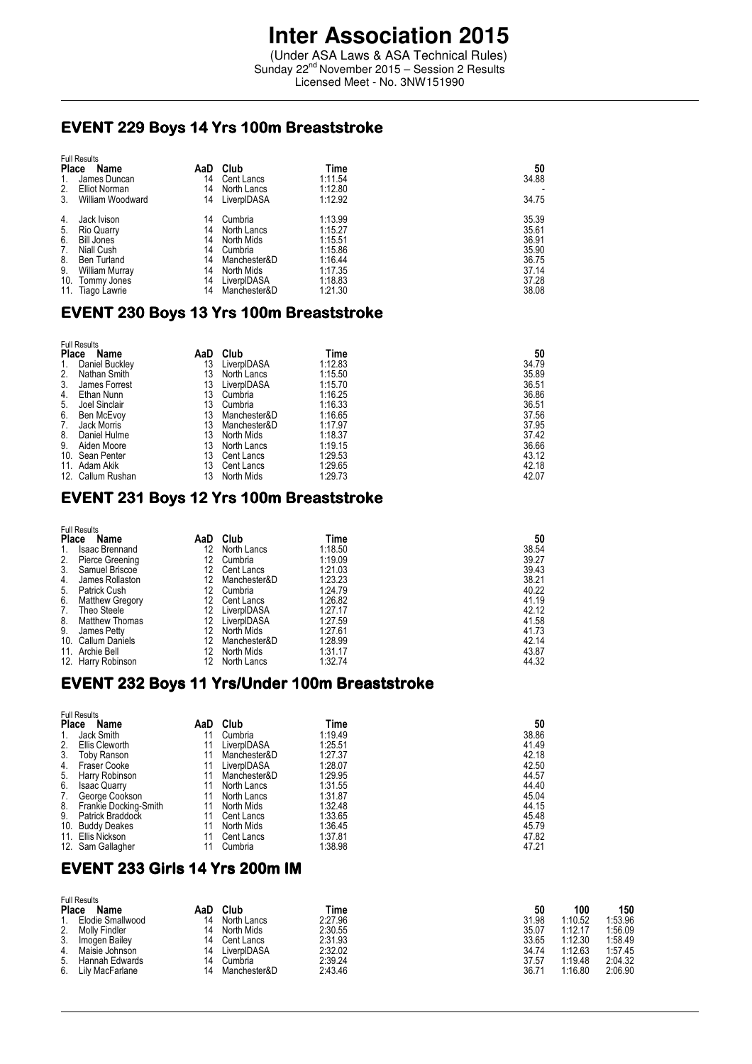# Inter Association 2015

(Under ASA Laws & ASA Technical Rules)
Sunday 22nd November 2015 – Session 2 Results
Licensed Meet - No. 3NW151990

## EVENT 229 Boys 14 Yrs 100m Breaststroke

Full Results

| Place | Name | AaD | Club | Time | 50 |
|---|---|---|---|---|---|
| 1. | James Duncan | 14 | Cent Lancs | 1:11.54 | 34.88 |
| 2. | Elliot Norman | 14 | North Lancs | 1:12.80 | - |
| 3. | William Woodward | 14 | LiverplDASA | 1:12.92 | 34.75 |
| 4. | Jack Ivison | 14 | Cumbria | 1:13.99 | 35.39 |
| 5. | Rio Quarry | 14 | North Lancs | 1:15.27 | 35.61 |
| 6. | Bill Jones | 14 | North Mids | 1:15.51 | 36.91 |
| 7. | Niall Cush | 14 | Cumbria | 1:15.86 | 35.90 |
| 8. | Ben Turland | 14 | Manchester&D | 1:16.44 | 36.75 |
| 9. | William Murray | 14 | North Mids | 1:17.35 | 37.14 |
| 10. | Tommy Jones | 14 | LiverplDASA | 1:18.83 | 37.28 |
| 11. | Tiago Lawrie | 14 | Manchester&D | 1:21.30 | 38.08 |

## EVENT 230 Boys 13 Yrs 100m Breaststroke

Full Results

| Place | Name | AaD | Club | Time | 50 |
|---|---|---|---|---|---|
| 1. | Daniel Buckley | 13 | LiverplDASA | 1:12.83 | 34.79 |
| 2. | Nathan Smith | 13 | North Lancs | 1:15.50 | 35.89 |
| 3. | James Forrest | 13 | LiverplDASA | 1:15.70 | 36.51 |
| 4. | Ethan Nunn | 13 | Cumbria | 1:16.25 | 36.86 |
| 5. | Joel Sinclair | 13 | Cumbria | 1:16.33 | 36.51 |
| 6. | Ben McEvoy | 13 | Manchester&D | 1:16.65 | 37.56 |
| 7. | Jack Morris | 13 | Manchester&D | 1:17.97 | 37.95 |
| 8. | Daniel Hulme | 13 | North Mids | 1:18.37 | 37.42 |
| 9. | Aiden Moore | 13 | North Lancs | 1:19.15 | 36.66 |
| 10. | Sean Penter | 13 | Cent Lancs | 1:29.53 | 43.12 |
| 11. | Adam Akik | 13 | Cent Lancs | 1:29.65 | 42.18 |
| 12. | Callum Rushan | 13 | North Mids | 1:29.73 | 42.07 |

## EVENT 231 Boys 12 Yrs 100m Breaststroke

Full Results

| Place | Name | AaD | Club | Time | 50 |
|---|---|---|---|---|---|
| 1. | Isaac Brennand | 12 | North Lancs | 1:18.50 | 38.54 |
| 2. | Pierce Greening | 12 | Cumbria | 1:19.09 | 39.27 |
| 3. | Samuel Briscoe | 12 | Cent Lancs | 1:21.03 | 39.43 |
| 4. | James Rollaston | 12 | Manchester&D | 1:23.23 | 38.21 |
| 5. | Patrick Cush | 12 | Cumbria | 1:24.79 | 40.22 |
| 6. | Matthew Gregory | 12 | Cent Lancs | 1:26.82 | 41.19 |
| 7. | Theo Steele | 12 | LiverplDASA | 1:27.17 | 42.12 |
| 8. | Matthew Thomas | 12 | LiverplDASA | 1:27.59 | 41.58 |
| 9. | James Petty | 12 | North Mids | 1:27.61 | 41.73 |
| 10. | Callum Daniels | 12 | Manchester&D | 1:28.99 | 42.14 |
| 11. | Archie Bell | 12 | North Mids | 1:31.17 | 43.87 |
| 12. | Harry Robinson | 12 | North Lancs | 1:32.74 | 44.32 |

## EVENT 232 Boys 11 Yrs/Under 100m Breaststroke

Full Results

| Place | Name | AaD | Club | Time | 50 |
|---|---|---|---|---|---|
| 1. | Jack Smith | 11 | Cumbria | 1:19.49 | 38.86 |
| 2. | Ellis Cleworth | 11 | LiverplDASA | 1:25.51 | 41.49 |
| 3. | Toby Ranson | 11 | Manchester&D | 1:27.37 | 42.18 |
| 4. | Fraser Cooke | 11 | LiverplDASA | 1:28.07 | 42.50 |
| 5. | Harry Robinson | 11 | Manchester&D | 1:29.95 | 44.57 |
| 6. | Isaac Quarry | 11 | North Lancs | 1:31.55 | 44.40 |
| 7. | George Cookson | 11 | North Lancs | 1:31.87 | 45.04 |
| 8. | Frankie Docking-Smith | 11 | North Mids | 1:32.48 | 44.15 |
| 9. | Patrick Braddock | 11 | Cent Lancs | 1:33.65 | 45.48 |
| 10. | Buddy Deakes | 11 | North Mids | 1:36.45 | 45.79 |
| 11. | Ellis Nickson | 11 | Cent Lancs | 1:37.81 | 47.82 |
| 12. | Sam Gallagher | 11 | Cumbria | 1:38.98 | 47.21 |

## EVENT 233 Girls 14 Yrs 200m IM

Full Results

| Place | Name | AaD | Club | Time | 50 | 100 | 150 |
|---|---|---|---|---|---|---|---|
| 1. | Elodie Smallwood | 14 | North Lancs | 2:27.96 | 31.98 | 1:10.52 | 1:53.96 |
| 2. | Molly Findler | 14 | North Mids | 2:30.55 | 35.07 | 1:12.17 | 1:56.09 |
| 3. | Imogen Bailey | 14 | Cent Lancs | 2:31.93 | 33.65 | 1:12.30 | 1:58.49 |
| 4. | Maisie Johnson | 14 | LiverplDASA | 2:32.02 | 34.74 | 1:12.63 | 1:57.45 |
| 5. | Hannah Edwards | 14 | Cumbria | 2:39.24 | 37.57 | 1:19.48 | 2:04.32 |
| 6. | Lily MacFarlane | 14 | Manchester&D | 2:43.46 | 36.71 | 1:16.80 | 2:06.90 |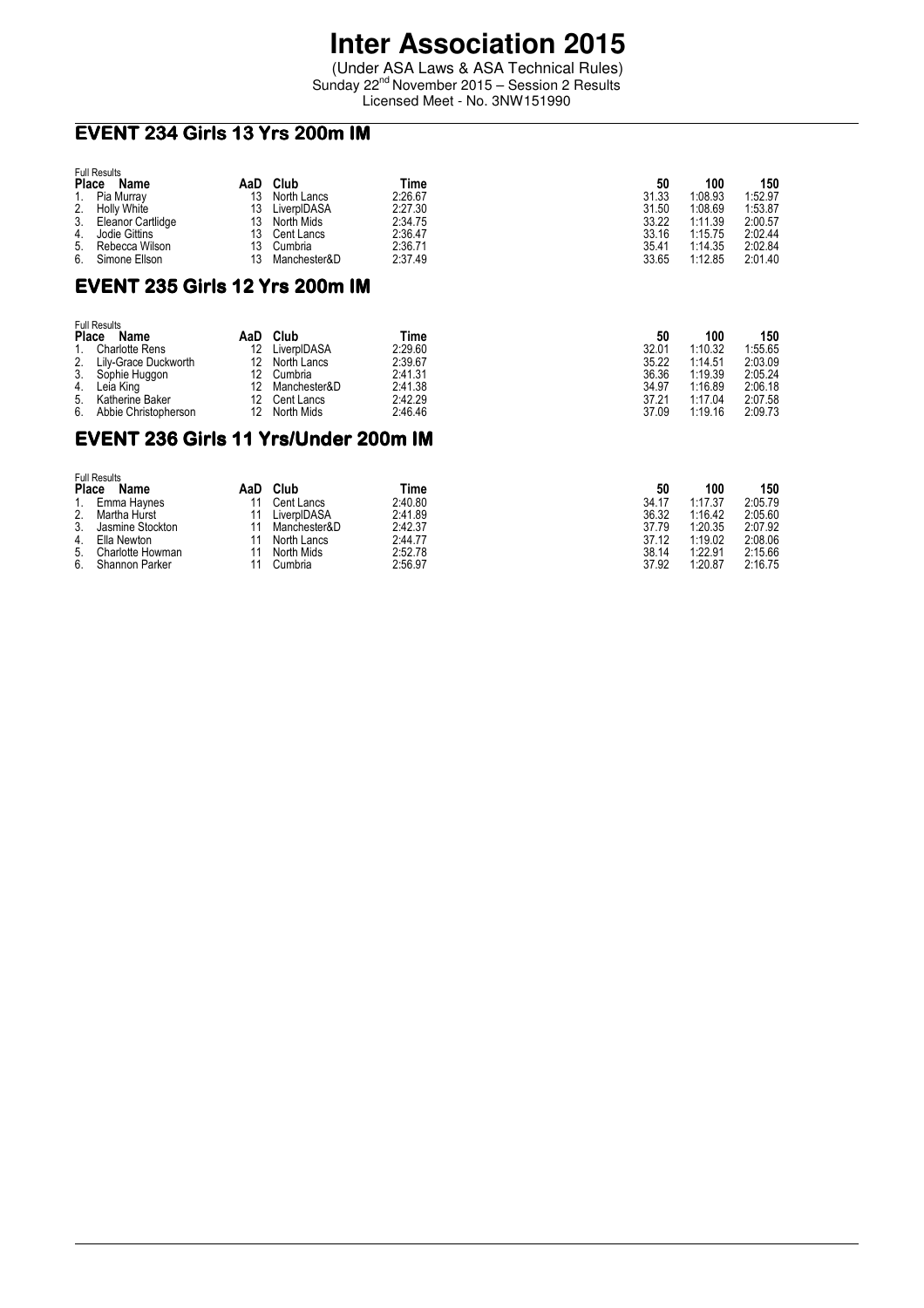# Inter Association 2015

(Under ASA Laws & ASA Technical Rules)
Sunday 22nd November 2015 – Session 2 Results
Licensed Meet - No. 3NW151990

## EVENT 234 Girls 13 Yrs 200m IM

Full Results

| Place | Name | AaD | Club | Time | 50 | 100 | 150 |
|---|---|---|---|---|---|---|---|
| 1. | Pia Murray | 13 | North Lancs | 2:26.67 | 31.33 | 1:08.93 | 1:52.97 |
| 2. | Holly White | 13 | LiverplDASA | 2:27.30 | 31.50 | 1:08.69 | 1:53.87 |
| 3. | Eleanor Cartlidge | 13 | North Mids | 2:34.75 | 33.22 | 1:11.39 | 2:00.57 |
| 4. | Jodie Gittins | 13 | Cent Lancs | 2:36.47 | 33.16 | 1:15.75 | 2:02.44 |
| 5. | Rebecca Wilson | 13 | Cumbria | 2:36.71 | 35.41 | 1:14.35 | 2:02.84 |
| 6. | Simone Ellson | 13 | Manchester&D | 2:37.49 | 33.65 | 1:12.85 | 2:01.40 |

## EVENT 235 Girls 12 Yrs 200m IM

Full Results

| Place | Name | AaD | Club | Time | 50 | 100 | 150 |
|---|---|---|---|---|---|---|---|
| 1. | Charlotte Rens | 12 | LiverplDASA | 2:29.60 | 32.01 | 1:10.32 | 1:55.65 |
| 2. | Lily-Grace Duckworth | 12 | North Lancs | 2:39.67 | 35.22 | 1:14.51 | 2:03.09 |
| 3. | Sophie Huggon | 12 | Cumbria | 2:41.31 | 36.36 | 1:19.39 | 2:05.24 |
| 4. | Leia King | 12 | Manchester&D | 2:41.38 | 34.97 | 1:16.89 | 2:06.18 |
| 5. | Katherine Baker | 12 | Cent Lancs | 2:42.29 | 37.21 | 1:17.04 | 2:07.58 |
| 6. | Abbie Christopherson | 12 | North Mids | 2:46.46 | 37.09 | 1:19.16 | 2:09.73 |

## EVENT 236 Girls 11 Yrs/Under 200m IM

Full Results

| Place | Name | AaD | Club | Time | 50 | 100 | 150 |
|---|---|---|---|---|---|---|---|
| 1. | Emma Haynes | 11 | Cent Lancs | 2:40.80 | 34.17 | 1:17.37 | 2:05.79 |
| 2. | Martha Hurst | 11 | LiverplDASA | 2:41.89 | 36.32 | 1:16.42 | 2:05.60 |
| 3. | Jasmine Stockton | 11 | Manchester&D | 2:42.37 | 37.79 | 1:20.35 | 2:07.92 |
| 4. | Ella Newton | 11 | North Lancs | 2:44.77 | 37.12 | 1:19.02 | 2:08.06 |
| 5. | Charlotte Howman | 11 | North Mids | 2:52.78 | 38.14 | 1:22.91 | 2:15.66 |
| 6. | Shannon Parker | 11 | Cumbria | 2:56.97 | 37.92 | 1:20.87 | 2:16.75 |